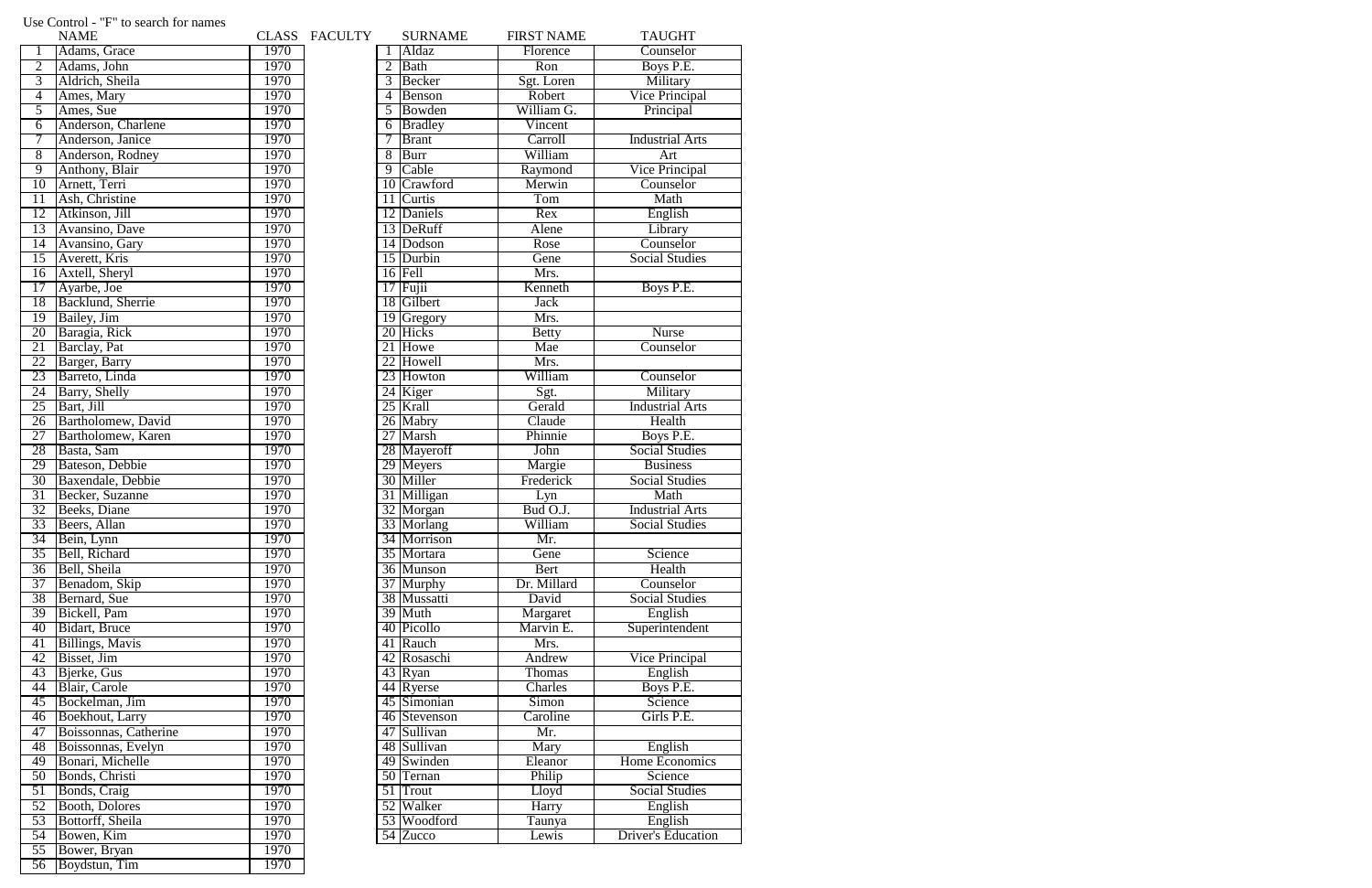Use Control - "F" to search for names

| | NAME | CLASS |
|---|---|---|
| 1 | Adams, Grace | 1970 |
| 2 | Adams, John | 1970 |
| 3 | Aldrich, Sheila | 1970 |
| 4 | Ames, Mary | 1970 |
| 5 | Ames, Sue | 1970 |
| 6 | Anderson, Charlene | 1970 |
| 7 | Anderson, Janice | 1970 |
| 8 | Anderson, Rodney | 1970 |
| 9 | Anthony, Blair | 1970 |
| 10 | Arnett, Terri | 1970 |
| 11 | Ash, Christine | 1970 |
| 12 | Atkinson, Jill | 1970 |
| 13 | Avansino, Dave | 1970 |
| 14 | Avansino, Gary | 1970 |
| 15 | Averett, Kris | 1970 |
| 16 | Axtell, Sheryl | 1970 |
| 17 | Ayarbe, Joe | 1970 |
| 18 | Backlund, Sherrie | 1970 |
| 19 | Bailey, Jim | 1970 |
| 20 | Baragia, Rick | 1970 |
| 21 | Barclay, Pat | 1970 |
| 22 | Barger, Barry | 1970 |
| 23 | Barreto, Linda | 1970 |
| 24 | Barry, Shelly | 1970 |
| 25 | Bart, Jill | 1970 |
| 26 | Bartholomew, David | 1970 |
| 27 | Bartholomew, Karen | 1970 |
| 28 | Basta, Sam | 1970 |
| 29 | Bateson, Debbie | 1970 |
| 30 | Baxendale, Debbie | 1970 |
| 31 | Becker, Suzanne | 1970 |
| 32 | Beeks, Diane | 1970 |
| 33 | Beers, Allan | 1970 |
| 34 | Bein, Lynn | 1970 |
| 35 | Bell, Richard | 1970 |
| 36 | Bell, Sheila | 1970 |
| 37 | Benadom, Skip | 1970 |
| 38 | Bernard, Sue | 1970 |
| 39 | Bickell, Pam | 1970 |
| 40 | Bidart, Bruce | 1970 |
| 41 | Billings, Mavis | 1970 |
| 42 | Bisset, Jim | 1970 |
| 43 | Bjerke, Gus | 1970 |
| 44 | Blair, Carole | 1970 |
| 45 | Bockelman, Jim | 1970 |
| 46 | Boekhout, Larry | 1970 |
| 47 | Boissonnas, Catherine | 1970 |
| 48 | Boissonnas, Evelyn | 1970 |
| 49 | Bonari, Michelle | 1970 |
| 50 | Bonds, Christi | 1970 |
| 51 | Bonds, Craig | 1970 |
| 52 | Booth, Dolores | 1970 |
| 53 | Bottorff, Sheila | 1970 |
| 54 | Bowen, Kim | 1970 |
| 55 | Bower, Bryan | 1970 |
| 56 | Boydstun, Tim | 1970 |

FACULTY

| | SURNAME | FIRST NAME | TAUGHT |
|---|---|---|---|
| 1 | Aldaz | Florence | Counselor |
| 2 | Bath | Ron | Boys P.E. |
| 3 | Becker | Sgt. Loren | Military |
| 4 | Benson | Robert | Vice Principal |
| 5 | Bowden | William G. | Principal |
| 6 | Bradley | Vincent | |
| 7 | Brant | Carroll | Industrial Arts |
| 8 | Burr | William | Art |
| 9 | Cable | Raymond | Vice Principal |
| 10 | Crawford | Merwin | Counselor |
| 11 | Curtis | Tom | Math |
| 12 | Daniels | Rex | English |
| 13 | DeRuff | Alene | Library |
| 14 | Dodson | Rose | Counselor |
| 15 | Durbin | Gene | Social Studies |
| 16 | Fell | Mrs. | |
| 17 | Fujii | Kenneth | Boys P.E. |
| 18 | Gilbert | Jack | |
| 19 | Gregory | Mrs. | |
| 20 | Hicks | Betty | Nurse |
| 21 | Howe | Mae | Counselor |
| 22 | Howell | Mrs. | |
| 23 | Howton | William | Counselor |
| 24 | Kiger | Sgt. | Military |
| 25 | Krall | Gerald | Industrial Arts |
| 26 | Mabry | Claude | Health |
| 27 | Marsh | Phinnie | Boys P.E. |
| 28 | Mayeroff | John | Social Studies |
| 29 | Meyers | Margie | Business |
| 30 | Miller | Frederick | Social Studies |
| 31 | Milligan | Lyn | Math |
| 32 | Morgan | Bud O.J. | Industrial Arts |
| 33 | Morlang | William | Social Studies |
| 34 | Morrison | Mr. | |
| 35 | Mortara | Gene | Science |
| 36 | Munson | Bert | Health |
| 37 | Murphy | Dr. Millard | Counselor |
| 38 | Mussatti | David | Social Studies |
| 39 | Muth | Margaret | English |
| 40 | Picollo | Marvin E. | Superintendent |
| 41 | Rauch | Mrs. | |
| 42 | Rosaschi | Andrew | Vice Principal |
| 43 | Ryan | Thomas | English |
| 44 | Ryerse | Charles | Boys P.E. |
| 45 | Simonian | Simon | Science |
| 46 | Stevenson | Caroline | Girls P.E. |
| 47 | Sullivan | Mr. | |
| 48 | Sullivan | Mary | English |
| 49 | Swinden | Eleanor | Home Economics |
| 50 | Ternan | Philip | Science |
| 51 | Trout | Lloyd | Social Studies |
| 52 | Walker | Harry | English |
| 53 | Woodford | Taunya | English |
| 54 | Zucco | Lewis | Driver's Education |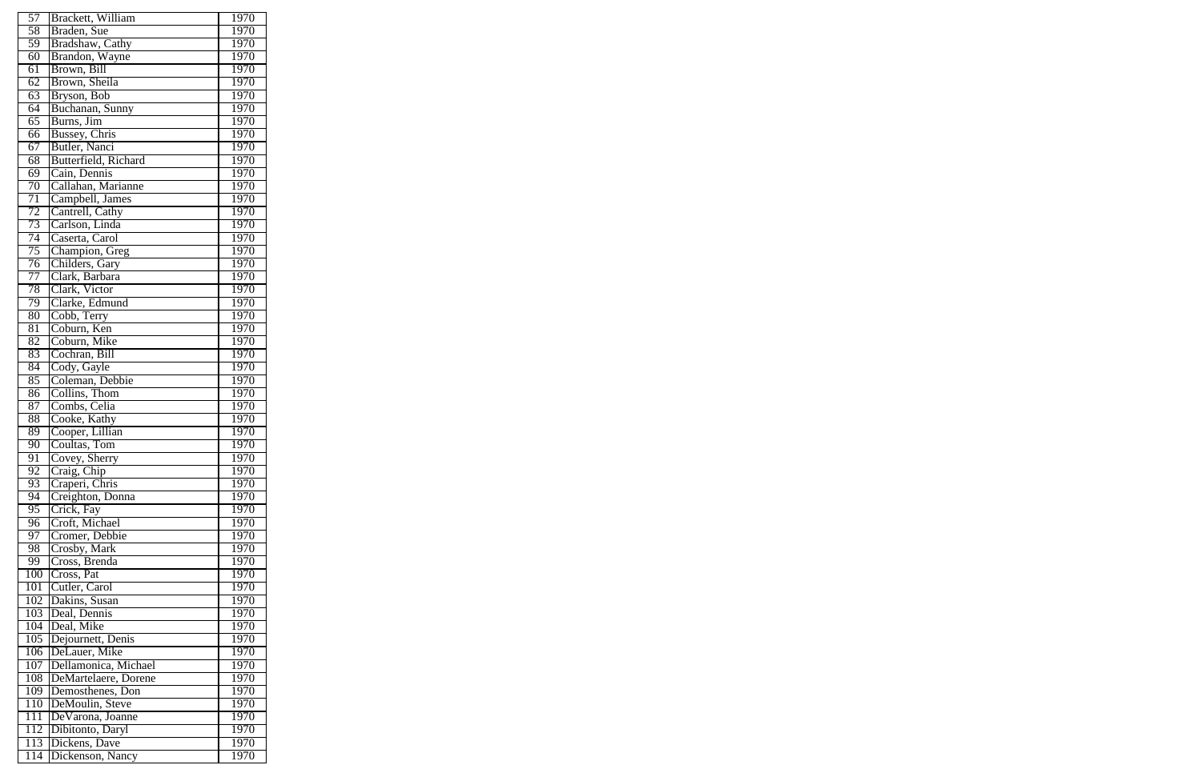| 57 | Brackett, William | 1970 |
|---|---|---|
| 58 | Braden, Sue | 1970 |
| 59 | Bradshaw, Cathy | 1970 |
| 60 | Brandon, Wayne | 1970 |
| 61 | Brown, Bill | 1970 |
| 62 | Brown, Sheila | 1970 |
| 63 | Bryson, Bob | 1970 |
| 64 | Buchanan, Sunny | 1970 |
| 65 | Burns, Jim | 1970 |
| 66 | Bussey, Chris | 1970 |
| 67 | Butler, Nanci | 1970 |
| 68 | Butterfield, Richard | 1970 |
| 69 | Cain, Dennis | 1970 |
| 70 | Callahan, Marianne | 1970 |
| 71 | Campbell, James | 1970 |
| 72 | Cantrell, Cathy | 1970 |
| 73 | Carlson, Linda | 1970 |
| 74 | Caserta, Carol | 1970 |
| 75 | Champion, Greg | 1970 |
| 76 | Childers, Gary | 1970 |
| 77 | Clark, Barbara | 1970 |
| 78 | Clark, Victor | 1970 |
| 79 | Clarke, Edmund | 1970 |
| 80 | Cobb, Terry | 1970 |
| 81 | Coburn, Ken | 1970 |
| 82 | Coburn, Mike | 1970 |
| 83 | Cochran, Bill | 1970 |
| 84 | Cody, Gayle | 1970 |
| 85 | Coleman, Debbie | 1970 |
| 86 | Collins, Thom | 1970 |
| 87 | Combs, Celia | 1970 |
| 88 | Cooke, Kathy | 1970 |
| 89 | Cooper, Lillian | 1970 |
| 90 | Coultas, Tom | 1970 |
| 91 | Covey, Sherry | 1970 |
| 92 | Craig, Chip | 1970 |
| 93 | Craperi, Chris | 1970 |
| 94 | Creighton, Donna | 1970 |
| 95 | Crick, Fay | 1970 |
| 96 | Croft, Michael | 1970 |
| 97 | Cromer, Debbie | 1970 |
| 98 | Crosby, Mark | 1970 |
| 99 | Cross, Brenda | 1970 |
| 100 | Cross, Pat | 1970 |
| 101 | Cutler, Carol | 1970 |
| 102 | Dakins, Susan | 1970 |
| 103 | Deal, Dennis | 1970 |
| 104 | Deal, Mike | 1970 |
| 105 | Dejournett, Denis | 1970 |
| 106 | DeLauer, Mike | 1970 |
| 107 | Dellamonica, Michael | 1970 |
| 108 | DeMartelaere, Dorene | 1970 |
| 109 | Demosthenes, Don | 1970 |
| 110 | DeMoulin, Steve | 1970 |
| 111 | DeVarona, Joanne | 1970 |
| 112 | Dibitonto, Daryl | 1970 |
| 113 | Dickens, Dave | 1970 |
| 114 | Dickenson, Nancy | 1970 |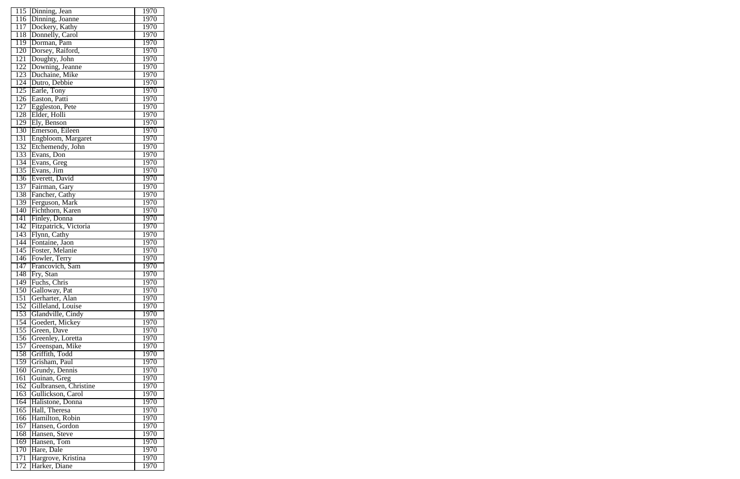| 115 | Dinning, Jean | 1970 |
|---|---|---|
| 116 | Dinning, Joanne | 1970 |
| 117 | Dockery, Kathy | 1970 |
| 118 | Donnelly, Carol | 1970 |
| 119 | Dorman, Pam | 1970 |
| 120 | Dorsey, Raiford, | 1970 |
| 121 | Doughty, John | 1970 |
| 122 | Downing, Jeanne | 1970 |
| 123 | Duchaine, Mike | 1970 |
| 124 | Dutro, Debbie | 1970 |
| 125 | Earle, Tony | 1970 |
| 126 | Easton, Patti | 1970 |
| 127 | Eggleston, Pete | 1970 |
| 128 | Elder, Holli | 1970 |
| 129 | Ely, Benson | 1970 |
| 130 | Emerson, Eileen | 1970 |
| 131 | Engbloom, Margaret | 1970 |
| 132 | Etchemendy, John | 1970 |
| 133 | Evans, Don | 1970 |
| 134 | Evans, Greg | 1970 |
| 135 | Evans, Jim | 1970 |
| 136 | Everett, David | 1970 |
| 137 | Fairman, Gary | 1970 |
| 138 | Fancher, Cathy | 1970 |
| 139 | Ferguson, Mark | 1970 |
| 140 | Fichthorn, Karen | 1970 |
| 141 | Finley, Donna | 1970 |
| 142 | Fitzpatrick, Victoria | 1970 |
| 143 | Flynn, Cathy | 1970 |
| 144 | Fontaine, Jaon | 1970 |
| 145 | Foster, Melanie | 1970 |
| 146 | Fowler, Terry | 1970 |
| 147 | Francovich, Sam | 1970 |
| 148 | Fry, Stan | 1970 |
| 149 | Fuchs, Chris | 1970 |
| 150 | Galloway, Pat | 1970 |
| 151 | Gerharter, Alan | 1970 |
| 152 | Gilleland, Louise | 1970 |
| 153 | Glandville, Cindy | 1970 |
| 154 | Goedert, Mickey | 1970 |
| 155 | Green, Dave | 1970 |
| 156 | Greenley, Loretta | 1970 |
| 157 | Greenspan, Mike | 1970 |
| 158 | Griffith, Todd | 1970 |
| 159 | Grisham, Paul | 1970 |
| 160 | Grundy, Dennis | 1970 |
| 161 | Guinan, Greg | 1970 |
| 162 | Gulbransen, Christine | 1970 |
| 163 | Gullickson, Carol | 1970 |
| 164 | Halistone, Donna | 1970 |
| 165 | Hall, Theresa | 1970 |
| 166 | Hamilton, Robin | 1970 |
| 167 | Hansen, Gordon | 1970 |
| 168 | Hansen, Steve | 1970 |
| 169 | Hansen, Tom | 1970 |
| 170 | Hare, Dale | 1970 |
| 171 | Hargrove, Kristina | 1970 |
| 172 | Harker, Diane | 1970 |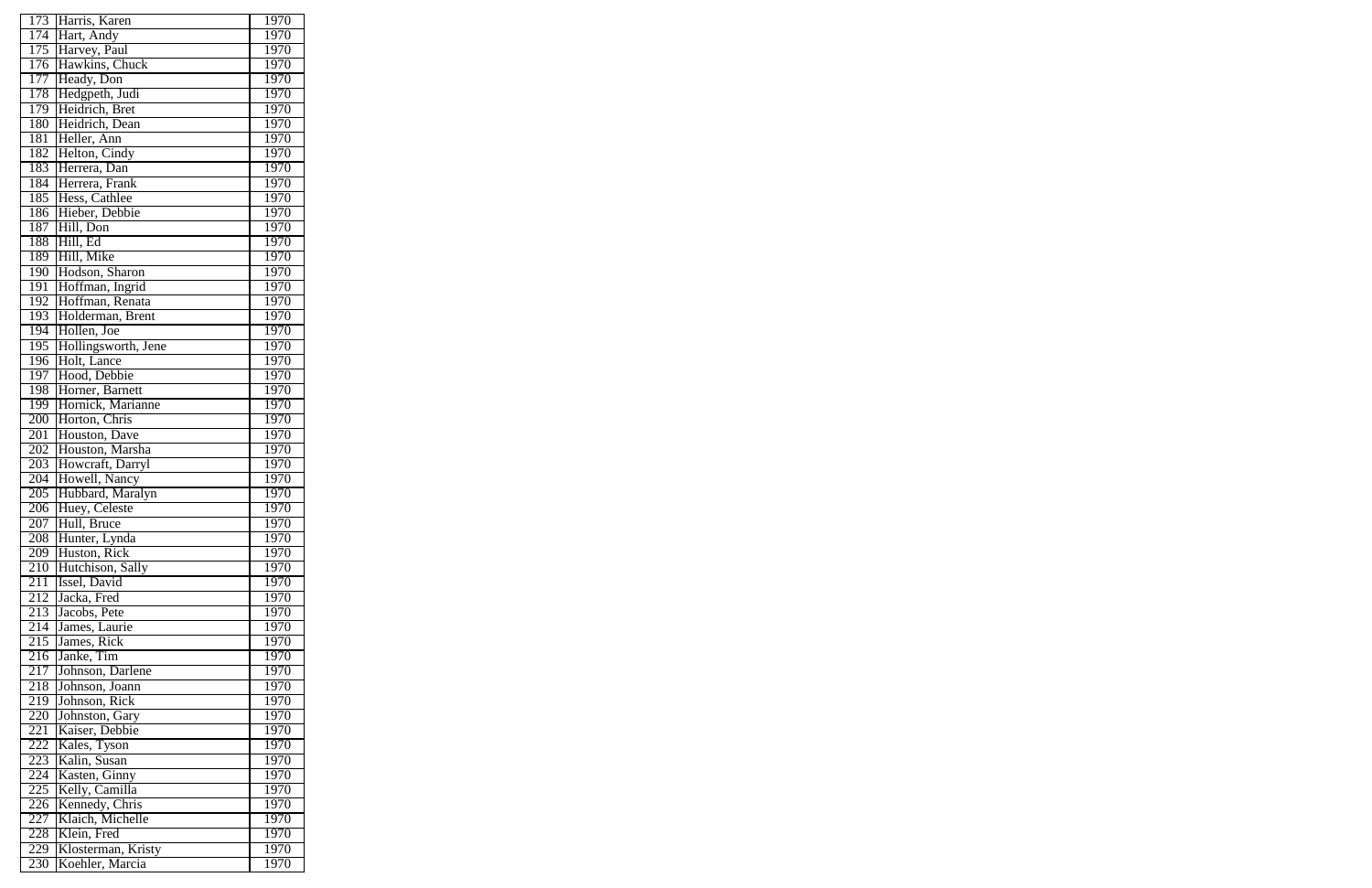| | | |
|---|---|---|
| 173 | Harris, Karen | 1970 |
| 174 | Hart, Andy | 1970 |
| 175 | Harvey, Paul | 1970 |
| 176 | Hawkins, Chuck | 1970 |
| 177 | Heady, Don | 1970 |
| 178 | Hedgpeth, Judi | 1970 |
| 179 | Heidrich, Bret | 1970 |
| 180 | Heidrich, Dean | 1970 |
| 181 | Heller, Ann | 1970 |
| 182 | Helton, Cindy | 1970 |
| 183 | Herrera, Dan | 1970 |
| 184 | Herrera, Frank | 1970 |
| 185 | Hess, Cathlee | 1970 |
| 186 | Hieber, Debbie | 1970 |
| 187 | Hill, Don | 1970 |
| 188 | Hill, Ed | 1970 |
| 189 | Hill, Mike | 1970 |
| 190 | Hodson, Sharon | 1970 |
| 191 | Hoffman, Ingrid | 1970 |
| 192 | Hoffman, Renata | 1970 |
| 193 | Holderman, Brent | 1970 |
| 194 | Hollen, Joe | 1970 |
| 195 | Hollingsworth, Jene | 1970 |
| 196 | Holt, Lance | 1970 |
| 197 | Hood, Debbie | 1970 |
| 198 | Horner, Barnett | 1970 |
| 199 | Hornick, Marianne | 1970 |
| 200 | Horton, Chris | 1970 |
| 201 | Houston, Dave | 1970 |
| 202 | Houston, Marsha | 1970 |
| 203 | Howcraft, Darryl | 1970 |
| 204 | Howell, Nancy | 1970 |
| 205 | Hubbard, Maralyn | 1970 |
| 206 | Huey, Celeste | 1970 |
| 207 | Hull, Bruce | 1970 |
| 208 | Hunter, Lynda | 1970 |
| 209 | Huston, Rick | 1970 |
| 210 | Hutchison, Sally | 1970 |
| 211 | Issel, David | 1970 |
| 212 | Jacka, Fred | 1970 |
| 213 | Jacobs, Pete | 1970 |
| 214 | James, Laurie | 1970 |
| 215 | James, Rick | 1970 |
| 216 | Janke, Tim | 1970 |
| 217 | Johnson, Darlene | 1970 |
| 218 | Johnson, Joann | 1970 |
| 219 | Johnson, Rick | 1970 |
| 220 | Johnston, Gary | 1970 |
| 221 | Kaiser, Debbie | 1970 |
| 222 | Kales, Tyson | 1970 |
| 223 | Kalin, Susan | 1970 |
| 224 | Kasten, Ginny | 1970 |
| 225 | Kelly, Camilla | 1970 |
| 226 | Kennedy, Chris | 1970 |
| 227 | Klaich, Michelle | 1970 |
| 228 | Klein, Fred | 1970 |
| 229 | Klosterman, Kristy | 1970 |
| 230 | Koehler, Marcia | 1970 |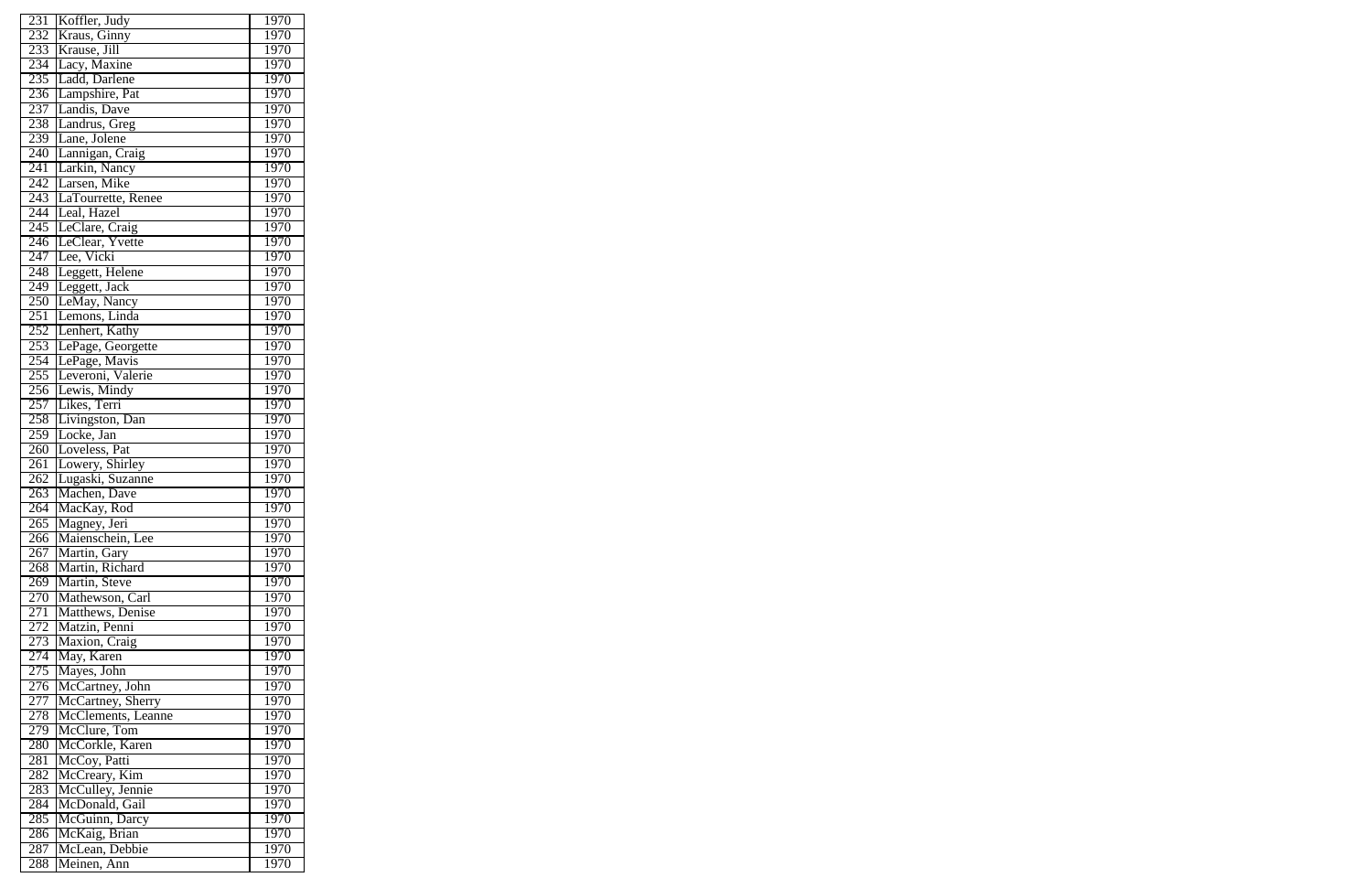| 231 | Koffler, Judy | 1970 |
|---|---|---|
| 232 | Kraus, Ginny | 1970 |
| 233 | Krause, Jill | 1970 |
| 234 | Lacy, Maxine | 1970 |
| 235 | Ladd, Darlene | 1970 |
| 236 | Lampshire, Pat | 1970 |
| 237 | Landis, Dave | 1970 |
| 238 | Landrus, Greg | 1970 |
| 239 | Lane, Jolene | 1970 |
| 240 | Lannigan, Craig | 1970 |
| 241 | Larkin, Nancy | 1970 |
| 242 | Larsen, Mike | 1970 |
| 243 | LaTourrette, Renee | 1970 |
| 244 | Leal, Hazel | 1970 |
| 245 | LeClare, Craig | 1970 |
| 246 | LeClear, Yvette | 1970 |
| 247 | Lee, Vicki | 1970 |
| 248 | Leggett, Helene | 1970 |
| 249 | Leggett, Jack | 1970 |
| 250 | LeMay, Nancy | 1970 |
| 251 | Lemons, Linda | 1970 |
| 252 | Lenhert, Kathy | 1970 |
| 253 | LePage, Georgette | 1970 |
| 254 | LePage, Mavis | 1970 |
| 255 | Leveroni, Valerie | 1970 |
| 256 | Lewis, Mindy | 1970 |
| 257 | Likes, Terri | 1970 |
| 258 | Livingston, Dan | 1970 |
| 259 | Locke, Jan | 1970 |
| 260 | Loveless, Pat | 1970 |
| 261 | Lowery, Shirley | 1970 |
| 262 | Lugaski, Suzanne | 1970 |
| 263 | Machen, Dave | 1970 |
| 264 | MacKay, Rod | 1970 |
| 265 | Magney, Jeri | 1970 |
| 266 | Maienschein, Lee | 1970 |
| 267 | Martin, Gary | 1970 |
| 268 | Martin, Richard | 1970 |
| 269 | Martin, Steve | 1970 |
| 270 | Mathewson, Carl | 1970 |
| 271 | Matthews, Denise | 1970 |
| 272 | Matzin, Penni | 1970 |
| 273 | Maxion, Craig | 1970 |
| 274 | May, Karen | 1970 |
| 275 | Mayes, John | 1970 |
| 276 | McCartney, John | 1970 |
| 277 | McCartney, Sherry | 1970 |
| 278 | McClements, Leanne | 1970 |
| 279 | McClure, Tom | 1970 |
| 280 | McCorkle, Karen | 1970 |
| 281 | McCoy, Patti | 1970 |
| 282 | McCreary, Kim | 1970 |
| 283 | McCulley, Jennie | 1970 |
| 284 | McDonald, Gail | 1970 |
| 285 | McGuinn, Darcy | 1970 |
| 286 | McKaig, Brian | 1970 |
| 287 | McLean, Debbie | 1970 |
| 288 | Meinen, Ann | 1970 |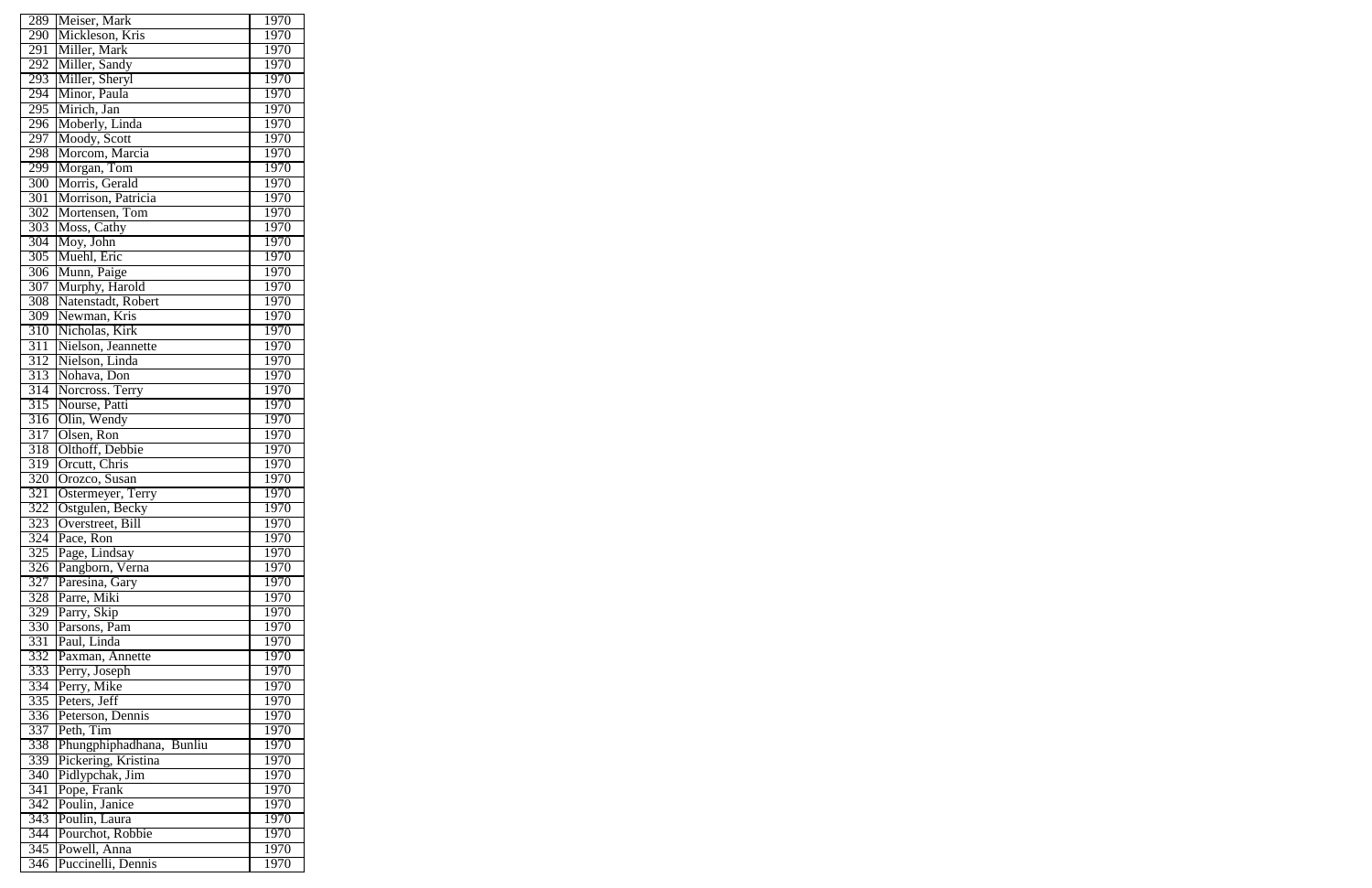| | | |
|---|---|---|
| 289 | Meiser, Mark | 1970 |
| 290 | Mickleson, Kris | 1970 |
| 291 | Miller, Mark | 1970 |
| 292 | Miller, Sandy | 1970 |
| 293 | Miller, Sheryl | 1970 |
| 294 | Minor, Paula | 1970 |
| 295 | Mirich, Jan | 1970 |
| 296 | Moberly, Linda | 1970 |
| 297 | Moody, Scott | 1970 |
| 298 | Morcom, Marcia | 1970 |
| 299 | Morgan, Tom | 1970 |
| 300 | Morris, Gerald | 1970 |
| 301 | Morrison, Patricia | 1970 |
| 302 | Mortensen, Tom | 1970 |
| 303 | Moss, Cathy | 1970 |
| 304 | Moy, John | 1970 |
| 305 | Muehl, Eric | 1970 |
| 306 | Munn, Paige | 1970 |
| 307 | Murphy, Harold | 1970 |
| 308 | Natenstadt, Robert | 1970 |
| 309 | Newman, Kris | 1970 |
| 310 | Nicholas, Kirk | 1970 |
| 311 | Nielson, Jeannette | 1970 |
| 312 | Nielson, Linda | 1970 |
| 313 | Nohava, Don | 1970 |
| 314 | Norcross. Terry | 1970 |
| 315 | Nourse, Patti | 1970 |
| 316 | Olin, Wendy | 1970 |
| 317 | Olsen, Ron | 1970 |
| 318 | Olthoff, Debbie | 1970 |
| 319 | Orcutt, Chris | 1970 |
| 320 | Orozco, Susan | 1970 |
| 321 | Ostermeyer, Terry | 1970 |
| 322 | Ostgulen, Becky | 1970 |
| 323 | Overstreet, Bill | 1970 |
| 324 | Pace, Ron | 1970 |
| 325 | Page, Lindsay | 1970 |
| 326 | Pangborn, Verna | 1970 |
| 327 | Paresina, Gary | 1970 |
| 328 | Parre, Miki | 1970 |
| 329 | Parry, Skip | 1970 |
| 330 | Parsons, Pam | 1970 |
| 331 | Paul, Linda | 1970 |
| 332 | Paxman, Annette | 1970 |
| 333 | Perry, Joseph | 1970 |
| 334 | Perry, Mike | 1970 |
| 335 | Peters, Jeff | 1970 |
| 336 | Peterson, Dennis | 1970 |
| 337 | Peth, Tim | 1970 |
| 338 | Phungphiphadhana, Bunliu | 1970 |
| 339 | Pickering, Kristina | 1970 |
| 340 | Pidlypchak, Jim | 1970 |
| 341 | Pope, Frank | 1970 |
| 342 | Poulin, Janice | 1970 |
| 343 | Poulin, Laura | 1970 |
| 344 | Pourchot, Robbie | 1970 |
| 345 | Powell, Anna | 1970 |
| 346 | Puccinelli, Dennis | 1970 |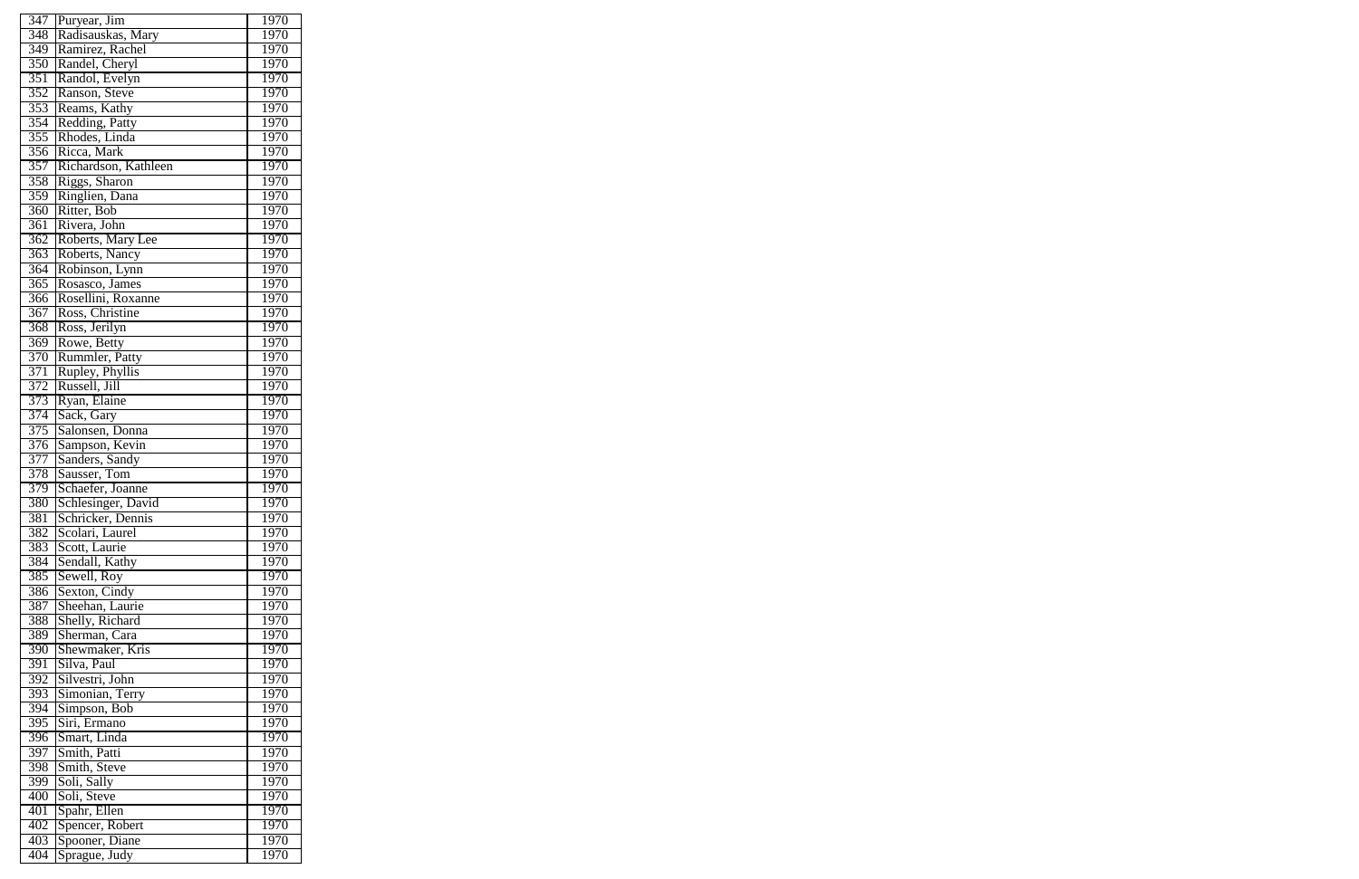| 347 | Puryear, Jim | 1970 |
|---|---|---|
| 348 | Radisauskas, Mary | 1970 |
| 349 | Ramirez, Rachel | 1970 |
| 350 | Randel, Cheryl | 1970 |
| 351 | Randol, Evelyn | 1970 |
| 352 | Ranson, Steve | 1970 |
| 353 | Reams, Kathy | 1970 |
| 354 | Redding, Patty | 1970 |
| 355 | Rhodes, Linda | 1970 |
| 356 | Ricca, Mark | 1970 |
| 357 | Richardson, Kathleen | 1970 |
| 358 | Riggs, Sharon | 1970 |
| 359 | Ringlien, Dana | 1970 |
| 360 | Ritter, Bob | 1970 |
| 361 | Rivera, John | 1970 |
| 362 | Roberts, Mary Lee | 1970 |
| 363 | Roberts, Nancy | 1970 |
| 364 | Robinson, Lynn | 1970 |
| 365 | Rosasco, James | 1970 |
| 366 | Rosellini, Roxanne | 1970 |
| 367 | Ross, Christine | 1970 |
| 368 | Ross, Jerilyn | 1970 |
| 369 | Rowe, Betty | 1970 |
| 370 | Rummler, Patty | 1970 |
| 371 | Rupley, Phyllis | 1970 |
| 372 | Russell, Jill | 1970 |
| 373 | Ryan, Elaine | 1970 |
| 374 | Sack, Gary | 1970 |
| 375 | Salonsen, Donna | 1970 |
| 376 | Sampson, Kevin | 1970 |
| 377 | Sanders, Sandy | 1970 |
| 378 | Sausser, Tom | 1970 |
| 379 | Schaefer, Joanne | 1970 |
| 380 | Schlesinger, David | 1970 |
| 381 | Schricker, Dennis | 1970 |
| 382 | Scolari, Laurel | 1970 |
| 383 | Scott, Laurie | 1970 |
| 384 | Sendall, Kathy | 1970 |
| 385 | Sewell, Roy | 1970 |
| 386 | Sexton, Cindy | 1970 |
| 387 | Sheehan, Laurie | 1970 |
| 388 | Shelly, Richard | 1970 |
| 389 | Sherman, Cara | 1970 |
| 390 | Shewmaker, Kris | 1970 |
| 391 | Silva, Paul | 1970 |
| 392 | Silvestri, John | 1970 |
| 393 | Simonian, Terry | 1970 |
| 394 | Simpson, Bob | 1970 |
| 395 | Siri, Ermano | 1970 |
| 396 | Smart, Linda | 1970 |
| 397 | Smith, Patti | 1970 |
| 398 | Smith, Steve | 1970 |
| 399 | Soli, Sally | 1970 |
| 400 | Soli, Steve | 1970 |
| 401 | Spahr, Ellen | 1970 |
| 402 | Spencer, Robert | 1970 |
| 403 | Spooner, Diane | 1970 |
| 404 | Sprague, Judy | 1970 |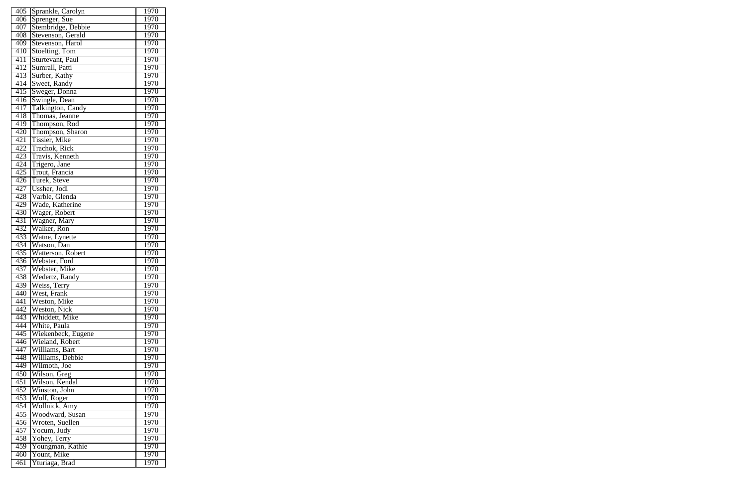| | | |
|---|---|---|
| 405 | Sprankle, Carolyn | 1970 |
| 406 | Sprenger, Sue | 1970 |
| 407 | Stembridge, Debbie | 1970 |
| 408 | Stevenson, Gerald | 1970 |
| 409 | Stevenson, Harol | 1970 |
| 410 | Stoelting, Tom | 1970 |
| 411 | Sturtevant, Paul | 1970 |
| 412 | Sumrall, Patti | 1970 |
| 413 | Surber, Kathy | 1970 |
| 414 | Sweet, Randy | 1970 |
| 415 | Sweger, Donna | 1970 |
| 416 | Swingle, Dean | 1970 |
| 417 | Talkington, Candy | 1970 |
| 418 | Thomas, Jeanne | 1970 |
| 419 | Thompson, Rod | 1970 |
| 420 | Thompson, Sharon | 1970 |
| 421 | Tissier, Mike | 1970 |
| 422 | Trachok, Rick | 1970 |
| 423 | Travis, Kenneth | 1970 |
| 424 | Trigero, Jane | 1970 |
| 425 | Trout, Francia | 1970 |
| 426 | Turek, Steve | 1970 |
| 427 | Ussher, Jodi | 1970 |
| 428 | Varble, Glenda | 1970 |
| 429 | Wade, Katherine | 1970 |
| 430 | Wager, Robert | 1970 |
| 431 | Wagner, Mary | 1970 |
| 432 | Walker, Ron | 1970 |
| 433 | Watne, Lynette | 1970 |
| 434 | Watson, Dan | 1970 |
| 435 | Watterson, Robert | 1970 |
| 436 | Webster, Ford | 1970 |
| 437 | Webster, Mike | 1970 |
| 438 | Wedertz, Randy | 1970 |
| 439 | Weiss, Terry | 1970 |
| 440 | West, Frank | 1970 |
| 441 | Weston, Mike | 1970 |
| 442 | Weston, Nick | 1970 |
| 443 | Whiddett, Mike | 1970 |
| 444 | White, Paula | 1970 |
| 445 | Wiekenbeck, Eugene | 1970 |
| 446 | Wieland, Robert | 1970 |
| 447 | Williams, Bart | 1970 |
| 448 | Williams, Debbie | 1970 |
| 449 | Wilmoth, Joe | 1970 |
| 450 | Wilson, Greg | 1970 |
| 451 | Wilson, Kendal | 1970 |
| 452 | Winston, John | 1970 |
| 453 | Wolf, Roger | 1970 |
| 454 | Wollnick, Amy | 1970 |
| 455 | Woodward, Susan | 1970 |
| 456 | Wroten, Suellen | 1970 |
| 457 | Yocum, Judy | 1970 |
| 458 | Yohey, Terry | 1970 |
| 459 | Youngman, Kathie | 1970 |
| 460 | Yount, Mike | 1970 |
| 461 | Yturiaga, Brad | 1970 |